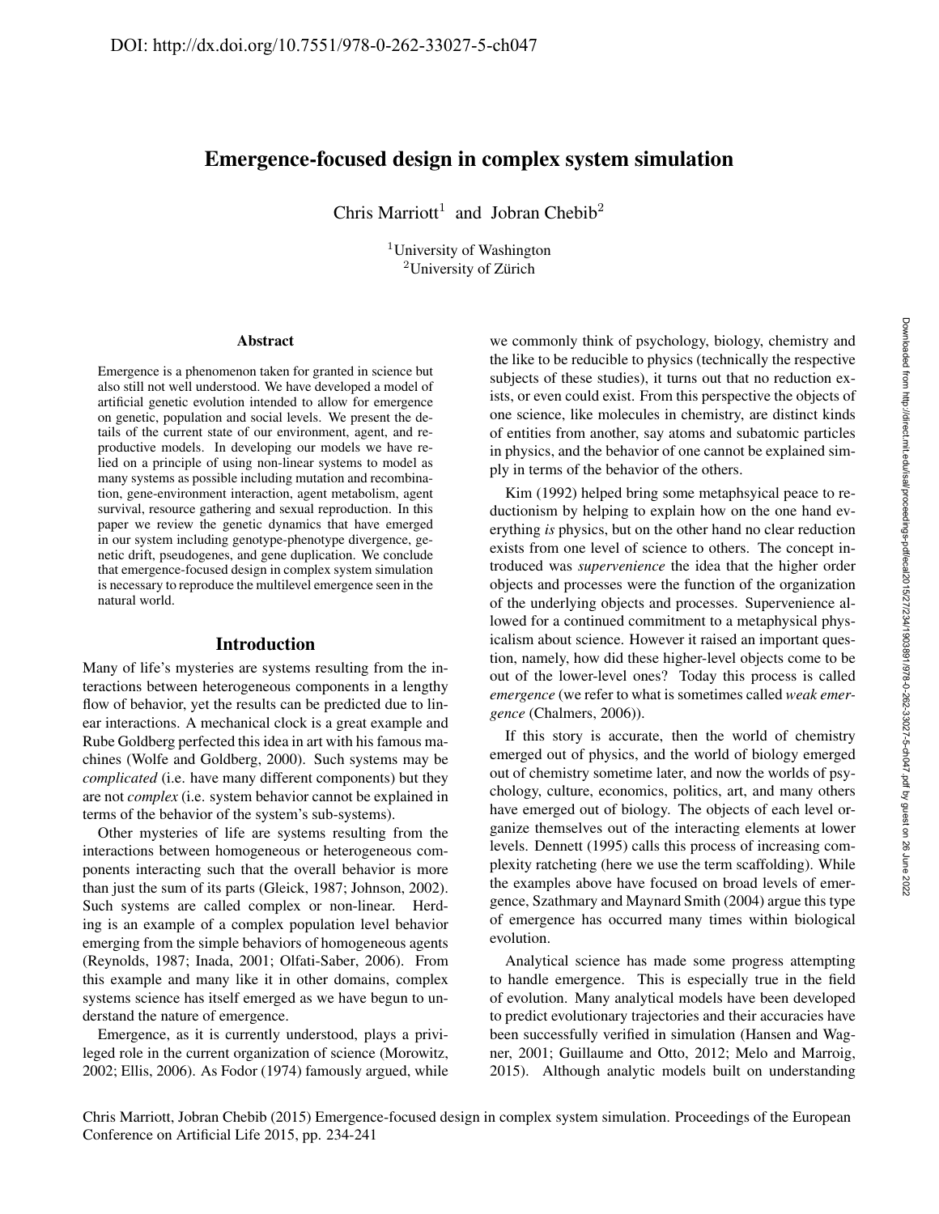DOI: http://dx.doi.org/10.7551/978-0-262-33027-5-ch047

# Emergence-focused design in complex system simulation

Chris Marriott[1] and Jobran Chebib[2]

[1]University of Washington
[2]University of Zürich

## Abstract

Emergence is a phenomenon taken for granted in science but also still not well understood. We have developed a model of artificial genetic evolution intended to allow for emergence on genetic, population and social levels. We present the details of the current state of our environment, agent, and reproductive models. In developing our models we have relied on a principle of using non-linear systems to model as many systems as possible including mutation and recombination, gene-environment interaction, agent metabolism, agent survival, resource gathering and sexual reproduction. In this paper we review the genetic dynamics that have emerged in our system including genotype-phenotype divergence, genetic drift, pseudogenes, and gene duplication. We conclude that emergence-focused design in complex system simulation is necessary to reproduce the multilevel emergence seen in the natural world.

## Introduction

Many of life's mysteries are systems resulting from the interactions between heterogeneous components in a lengthy flow of behavior, yet the results can be predicted due to linear interactions. A mechanical clock is a great example and Rube Goldberg perfected this idea in art with his famous machines (Wolfe and Goldberg, 2000). Such systems may be *complicated* (i.e. have many different components) but they are not *complex* (i.e. system behavior cannot be explained in terms of the behavior of the system's sub-systems).

Other mysteries of life are systems resulting from the interactions between homogeneous or heterogeneous components interacting such that the overall behavior is more than just the sum of its parts (Gleick, 1987; Johnson, 2002). Such systems are called complex or non-linear. Herding is an example of a complex population level behavior emerging from the simple behaviors of homogeneous agents (Reynolds, 1987; Inada, 2001; Olfati-Saber, 2006). From this example and many like it in other domains, complex systems science has itself emerged as we have begun to understand the nature of emergence.

Emergence, as it is currently understood, plays a privileged role in the current organization of science (Morowitz, 2002; Ellis, 2006). As Fodor (1974) famously argued, while we commonly think of psychology, biology, chemistry and the like to be reducible to physics (technically the respective subjects of these studies), it turns out that no reduction exists, or even could exist. From this perspective the objects of one science, like molecules in chemistry, are distinct kinds of entities from another, say atoms and subatomic particles in physics, and the behavior of one cannot be explained simply in terms of the behavior of the others.

Kim (1992) helped bring some metaphsyical peace to reductionism by helping to explain how on the one hand everything *is* physics, but on the other hand no clear reduction exists from one level of science to others. The concept introduced was *supervenience* the idea that the higher order objects and processes were the function of the organization of the underlying objects and processes. Supervenience allowed for a continued commitment to a metaphysical physicalism about science. However it raised an important question, namely, how did these higher-level objects come to be out of the lower-level ones? Today this process is called *emergence* (we refer to what is sometimes called *weak emergence* (Chalmers, 2006)).

If this story is accurate, then the world of chemistry emerged out of physics, and the world of biology emerged out of chemistry sometime later, and now the worlds of psychology, culture, economics, politics, art, and many others have emerged out of biology. The objects of each level organize themselves out of the interacting elements at lower levels. Dennett (1995) calls this process of increasing complexity ratcheting (here we use the term scaffolding). While the examples above have focused on broad levels of emergence, Szathmary and Maynard Smith (2004) argue this type of emergence has occurred many times within biological evolution.

Analytical science has made some progress attempting to handle emergence. This is especially true in the field of evolution. Many analytical models have been developed to predict evolutionary trajectories and their accuracies have been successfully verified in simulation (Hansen and Wagner, 2001; Guillaume and Otto, 2012; Melo and Marroig, 2015). Although analytic models built on understanding

Chris Marriott, Jobran Chebib (2015) Emergence-focused design in complex system simulation. Proceedings of the European Conference on Artificial Life 2015, pp. 234-241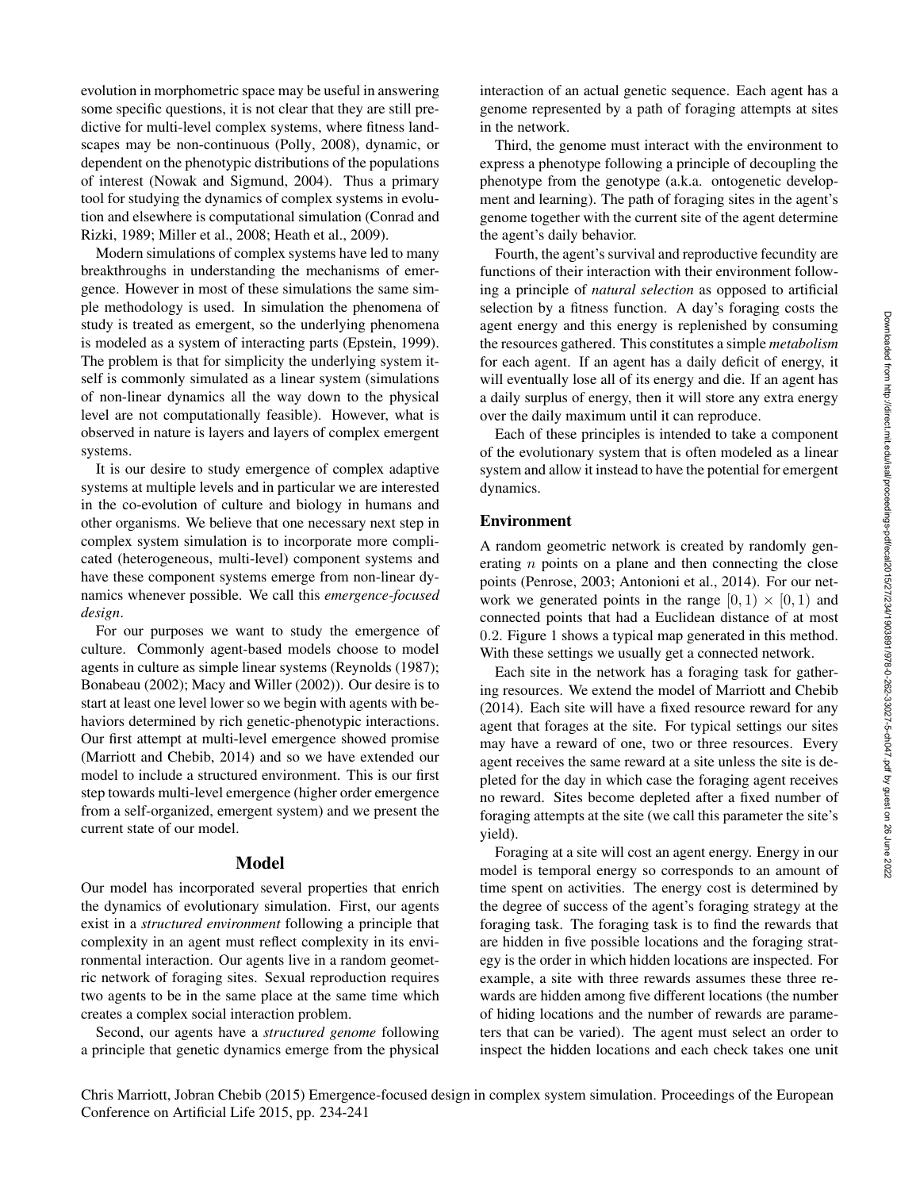evolution in morphometric space may be useful in answering some specific questions, it is not clear that they are still predictive for multi-level complex systems, where fitness landscapes may be non-continuous (Polly, 2008), dynamic, or dependent on the phenotypic distributions of the populations of interest (Nowak and Sigmund, 2004). Thus a primary tool for studying the dynamics of complex systems in evolution and elsewhere is computational simulation (Conrad and Rizki, 1989; Miller et al., 2008; Heath et al., 2009).

Modern simulations of complex systems have led to many breakthroughs in understanding the mechanisms of emergence. However in most of these simulations the same simple methodology is used. In simulation the phenomena of study is treated as emergent, so the underlying phenomena is modeled as a system of interacting parts (Epstein, 1999). The problem is that for simplicity the underlying system itself is commonly simulated as a linear system (simulations of non-linear dynamics all the way down to the physical level are not computationally feasible). However, what is observed in nature is layers and layers of complex emergent systems.

It is our desire to study emergence of complex adaptive systems at multiple levels and in particular we are interested in the co-evolution of culture and biology in humans and other organisms. We believe that one necessary next step in complex system simulation is to incorporate more complicated (heterogeneous, multi-level) component systems and have these component systems emerge from non-linear dynamics whenever possible. We call this *emergence-focused design*.

For our purposes we want to study the emergence of culture. Commonly agent-based models choose to model agents in culture as simple linear systems (Reynolds (1987); Bonabeau (2002); Macy and Willer (2002)). Our desire is to start at least one level lower so we begin with agents with behaviors determined by rich genetic-phenotypic interactions. Our first attempt at multi-level emergence showed promise (Marriott and Chebib, 2014) and so we have extended our model to include a structured environment. This is our first step towards multi-level emergence (higher order emergence from a self-organized, emergent system) and we present the current state of our model.

## Model

Our model has incorporated several properties that enrich the dynamics of evolutionary simulation. First, our agents exist in a *structured environment* following a principle that complexity in an agent must reflect complexity in its environmental interaction. Our agents live in a random geometric network of foraging sites. Sexual reproduction requires two agents to be in the same place at the same time which creates a complex social interaction problem.

Second, our agents have a *structured genome* following a principle that genetic dynamics emerge from the physical interaction of an actual genetic sequence. Each agent has a genome represented by a path of foraging attempts at sites in the network.

Third, the genome must interact with the environment to express a phenotype following a principle of decoupling the phenotype from the genotype (a.k.a. ontogenetic development and learning). The path of foraging sites in the agent's genome together with the current site of the agent determine the agent's daily behavior.

Fourth, the agent's survival and reproductive fecundity are functions of their interaction with their environment following a principle of *natural selection* as opposed to artificial selection by a fitness function. A day's foraging costs the agent energy and this energy is replenished by consuming the resources gathered. This constitutes a simple *metabolism* for each agent. If an agent has a daily deficit of energy, it will eventually lose all of its energy and die. If an agent has a daily surplus of energy, then it will store any extra energy over the daily maximum until it can reproduce.

Each of these principles is intended to take a component of the evolutionary system that is often modeled as a linear system and allow it instead to have the potential for emergent dynamics.

### Environment

A random geometric network is created by randomly generating $n$ points on a plane and then connecting the close points (Penrose, 2003; Antonioni et al., 2014). For our network we generated points in the range $[0, 1) \times [0, 1)$ and connected points that had a Euclidean distance of at most $0.2$. Figure 1 shows a typical map generated in this method. With these settings we usually get a connected network.

Each site in the network has a foraging task for gathering resources. We extend the model of Marriott and Chebib (2014). Each site will have a fixed resource reward for any agent that forages at the site. For typical settings our sites may have a reward of one, two or three resources. Every agent receives the same reward at a site unless the site is depleted for the day in which case the foraging agent receives no reward. Sites become depleted after a fixed number of foraging attempts at the site (we call this parameter the site's yield).

Foraging at a site will cost an agent energy. Energy in our model is temporal energy so corresponds to an amount of time spent on activities. The energy cost is determined by the degree of success of the agent's foraging strategy at the foraging task. The foraging task is to find the rewards that are hidden in five possible locations and the foraging strategy is the order in which hidden locations are inspected. For example, a site with three rewards assumes these three rewards are hidden among five different locations (the number of hiding locations and the number of rewards are parameters that can be varied). The agent must select an order to inspect the hidden locations and each check takes one unit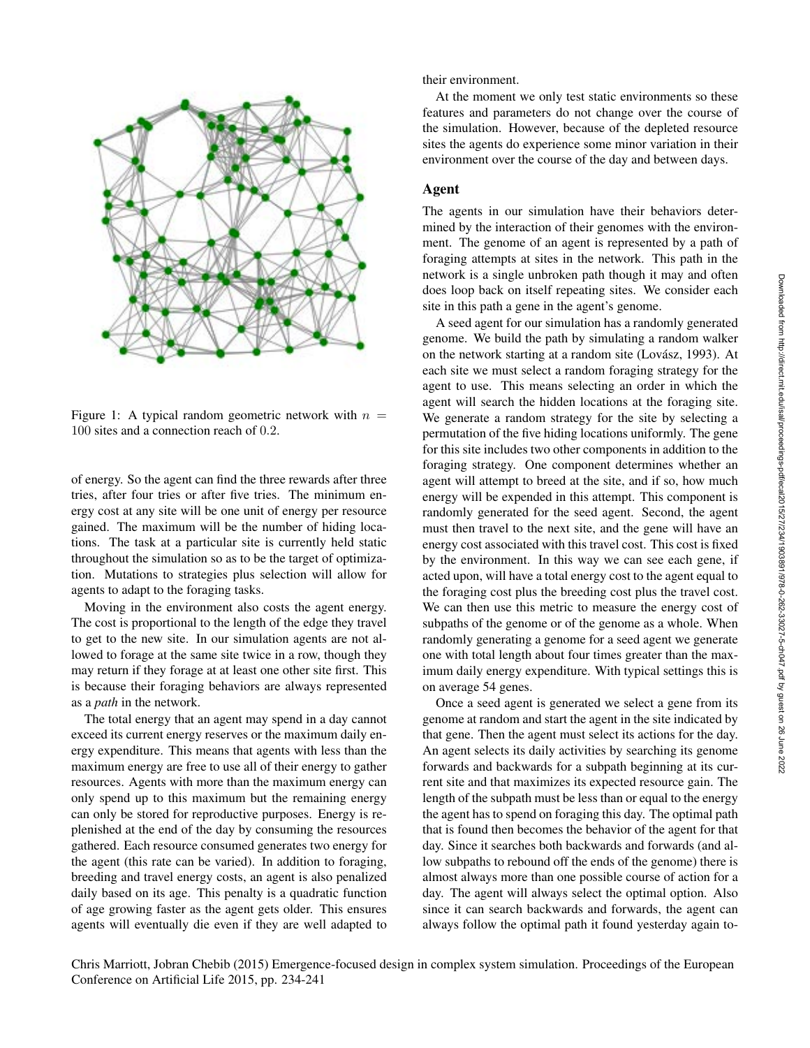Figure 1: A typical random geometric network with $n = 100$ sites and a connection reach of $0.2$.

of energy. So the agent can find the three rewards after three tries, after four tries or after five tries. The minimum energy cost at any site will be one unit of energy per resource gained. The maximum will be the number of hiding locations. The task at a particular site is currently held static throughout the simulation so as to be the target of optimization. Mutations to strategies plus selection will allow for agents to adapt to the foraging tasks.

Moving in the environment also costs the agent energy. The cost is proportional to the length of the edge they travel to get to the new site. In our simulation agents are not allowed to forage at the same site twice in a row, though they may return if they forage at at least one other site first. This is because their foraging behaviors are always represented as a *path* in the network.

The total energy that an agent may spend in a day cannot exceed its current energy reserves or the maximum daily energy expenditure. This means that agents with less than the maximum energy are free to use all of their energy to gather resources. Agents with more than the maximum energy can only spend up to this maximum but the remaining energy can only be stored for reproductive purposes. Energy is replenished at the end of the day by consuming the resources gathered. Each resource consumed generates two energy for the agent (this rate can be varied). In addition to foraging, breeding and travel energy costs, an agent is also penalized daily based on its age. This penalty is a quadratic function of age growing faster as the agent gets older. This ensures agents will eventually die even if they are well adapted to their environment.

At the moment we only test static environments so these features and parameters do not change over the course of the simulation. However, because of the depleted resource sites the agents do experience some minor variation in their environment over the course of the day and between days.

## Agent

The agents in our simulation have their behaviors determined by the interaction of their genomes with the environment. The genome of an agent is represented by a path of foraging attempts at sites in the network. This path in the network is a single unbroken path though it may and often does loop back on itself repeating sites. We consider each site in this path a gene in the agent's genome.

A seed agent for our simulation has a randomly generated genome. We build the path by simulating a random walker on the network starting at a random site (Lovász, 1993). At each site we must select a random foraging strategy for the agent to use. This means selecting an order in which the agent will search the hidden locations at the foraging site. We generate a random strategy for the site by selecting a permutation of the five hiding locations uniformly. The gene for this site includes two other components in addition to the foraging strategy. One component determines whether an agent will attempt to breed at the site, and if so, how much energy will be expended in this attempt. This component is randomly generated for the seed agent. Second, the agent must then travel to the next site, and the gene will have an energy cost associated with this travel cost. This cost is fixed by the environment. In this way we can see each gene, if acted upon, will have a total energy cost to the agent equal to the foraging cost plus the breeding cost plus the travel cost. We can then use this metric to measure the energy cost of subpaths of the genome or of the genome as a whole. When randomly generating a genome for a seed agent we generate one with total length about four times greater than the maximum daily energy expenditure. With typical settings this is on average 54 genes.

Once a seed agent is generated we select a gene from its genome at random and start the agent in the site indicated by that gene. Then the agent must select its actions for the day. An agent selects its daily activities by searching its genome forwards and backwards for a subpath beginning at its current site and that maximizes its expected resource gain. The length of the subpath must be less than or equal to the energy the agent has to spend on foraging this day. The optimal path that is found then becomes the behavior of the agent for that day. Since it searches both backwards and forwards (and allow subpaths to rebound off the ends of the genome) there is almost always more than one possible course of action for a day. The agent will always select the optimal option. Also since it can search backwards and forwards, the agent can always follow the optimal path it found yesterday again to-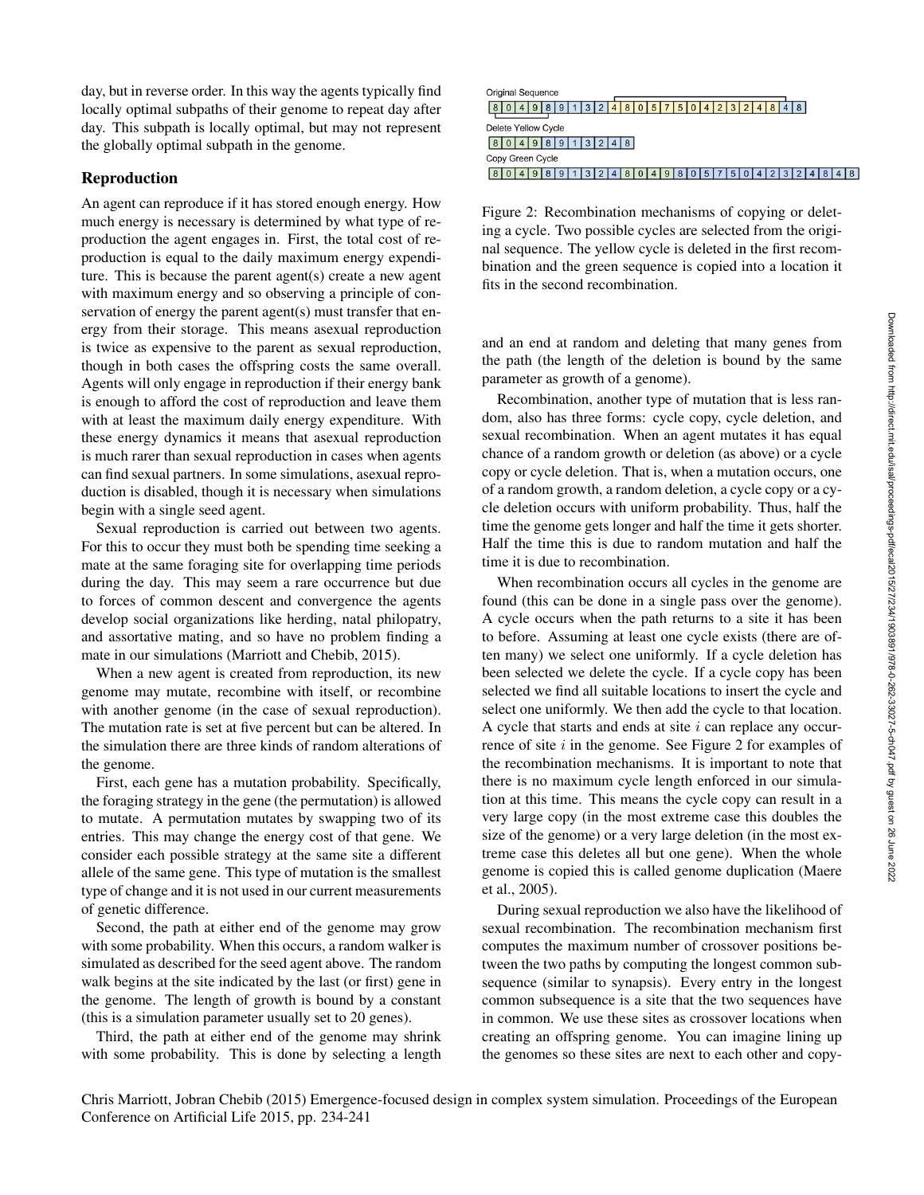day, but in reverse order. In this way the agents typically find locally optimal subpaths of their genome to repeat day after day. This subpath is locally optimal, but may not represent the globally optimal subpath in the genome.

## Reproduction

An agent can reproduce if it has stored enough energy. How much energy is necessary is determined by what type of reproduction the agent engages in. First, the total cost of reproduction is equal to the daily maximum energy expenditure. This is because the parent agent(s) create a new agent with maximum energy and so observing a principle of conservation of energy the parent agent(s) must transfer that energy from their storage. This means asexual reproduction is twice as expensive to the parent as sexual reproduction, though in both cases the offspring costs the same overall. Agents will only engage in reproduction if their energy bank is enough to afford the cost of reproduction and leave them with at least the maximum daily energy expenditure. With these energy dynamics it means that asexual reproduction is much rarer than sexual reproduction in cases when agents can find sexual partners. In some simulations, asexual reproduction is disabled, though it is necessary when simulations begin with a single seed agent.

Sexual reproduction is carried out between two agents. For this to occur they must both be spending time seeking a mate at the same foraging site for overlapping time periods during the day. This may seem a rare occurrence but due to forces of common descent and convergence the agents develop social organizations like herding, natal philopatry, and assortative mating, and so have no problem finding a mate in our simulations (Marriott and Chebib, 2015).

When a new agent is created from reproduction, its new genome may mutate, recombine with itself, or recombine with another genome (in the case of sexual reproduction). The mutation rate is set at five percent but can be altered. In the simulation there are three kinds of random alterations of the genome.

First, each gene has a mutation probability. Specifically, the foraging strategy in the gene (the permutation) is allowed to mutate. A permutation mutates by swapping two of its entries. This may change the energy cost of that gene. We consider each possible strategy at the same site a different allele of the same gene. This type of mutation is the smallest type of change and it is not used in our current measurements of genetic difference.

Second, the path at either end of the genome may grow with some probability. When this occurs, a random walker is simulated as described for the seed agent above. The random walk begins at the site indicated by the last (or first) gene in the genome. The length of growth is bound by a constant (this is a simulation parameter usually set to 20 genes).

Third, the path at either end of the genome may shrink with some probability. This is done by selecting a length and an end at random and deleting that many genes from the path (the length of the deletion is bound by the same parameter as growth of a genome).

Original Sequence

| 8 | 0 | 4 | 9 | 8 | 9 | 1 | 3 | 2 | 4 | 8 | 0 | 5 | 7 | 5 | 0 | 4 | 2 | 3 | 2 | 4 | 8 | 4 | 8 |
|---|---|---|---|---|---|---|---|---|---|---|---|---|---|---|---|---|---|---|---|---|---|---|---|

Delete Yellow Cycle

| 8 | 0 | 4 | 9 | 8 | 9 | 1 | 3 | 2 | 4 | 8 |
|---|---|---|---|---|---|---|---|---|---|---|

Copy Green Cycle

| 8 | 0 | 4 | 9 | 8 | 9 | 1 | 3 | 2 | 4 | 8 | 0 | 4 | 9 | 8 | 0 | 5 | 7 | 5 | 0 | 4 | 2 | 3 | 2 | 4 | 8 | 4 | 8 |
|---|---|---|---|---|---|---|---|---|---|---|---|---|---|---|---|---|---|---|---|---|---|---|---|---|---|---|---|

Figure 2: Recombination mechanisms of copying or deleting a cycle. Two possible cycles are selected from the original sequence. The yellow cycle is deleted in the first recombination and the green sequence is copied into a location it fits in the second recombination.

Recombination, another type of mutation that is less random, also has three forms: cycle copy, cycle deletion, and sexual recombination. When an agent mutates it has equal chance of a random growth or deletion (as above) or a cycle copy or cycle deletion. That is, when a mutation occurs, one of a random growth, a random deletion, a cycle copy or a cycle deletion occurs with uniform probability. Thus, half the time the genome gets longer and half the time it gets shorter. Half the time this is due to random mutation and half the time it is due to recombination.

When recombination occurs all cycles in the genome are found (this can be done in a single pass over the genome). A cycle occurs when the path returns to a site it has been to before. Assuming at least one cycle exists (there are often many) we select one uniformly. If a cycle deletion has been selected we delete the cycle. If a cycle copy has been selected we find all suitable locations to insert the cycle and select one uniformly. We then add the cycle to that location. A cycle that starts and ends at site $i$ can replace any occurrence of site $i$ in the genome. See Figure 2 for examples of the recombination mechanisms. It is important to note that there is no maximum cycle length enforced in our simulation at this time. This means the cycle copy can result in a very large copy (in the most extreme case this doubles the size of the genome) or a very large deletion (in the most extreme case this deletes all but one gene). When the whole genome is copied this is called genome duplication (Maere et al., 2005).

During sexual reproduction we also have the likelihood of sexual recombination. The recombination mechanism first computes the maximum number of crossover positions between the two paths by computing the longest common subsequence (similar to synapsis). Every entry in the longest common subsequence is a site that the two sequences have in common. We use these sites as crossover locations when creating an offspring genome. You can imagine lining up the genomes so these sites are next to each other and copy-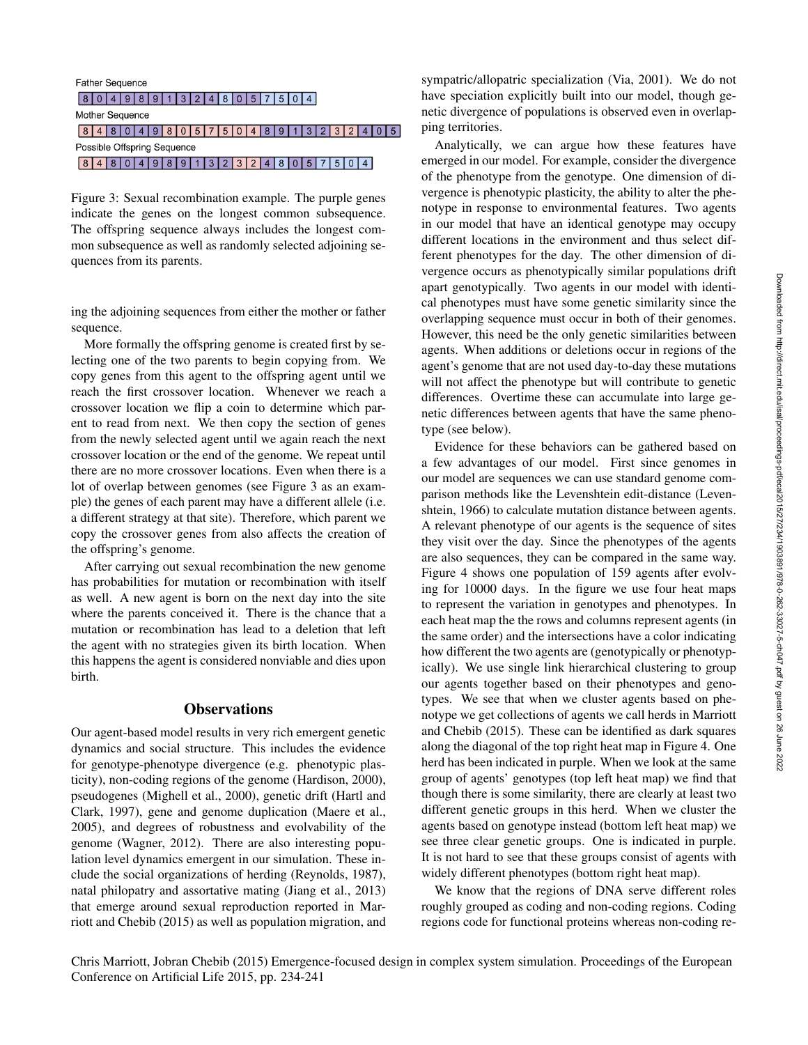Father Sequence

| 8 | 0 | 4 | 9 | 8 | 9 | 1 | 3 | 2 | 4 | 8 | 0 | 5 | 7 | 5 | 0 | 4 |
|---|---|---|---|---|---|---|---|---|---|---|---|---|---|---|---|---|

Mother Sequence

| 8 | 4 | 8 | 0 | 4 | 9 | 8 | 0 | 5 | 7 | 5 | 0 | 4 | 8 | 9 | 1 | 3 | 2 | 3 | 2 | 4 | 0 | 5 |
|---|---|---|---|---|---|---|---|---|---|---|---|---|---|---|---|---|---|---|---|---|---|---|

Possible Offspring Sequence

| 8 | 4 | 8 | 0 | 4 | 9 | 8 | 9 | 1 | 3 | 2 | 3 | 2 | 4 | 8 | 0 | 5 | 7 | 5 | 0 | 4 |
|---|---|---|---|---|---|---|---|---|---|---|---|---|---|---|---|---|---|---|---|---|

Figure 3: Sexual recombination example. The purple genes indicate the genes on the longest common subsequence. The offspring sequence always includes the longest common subsequence as well as randomly selected adjoining sequences from its parents.

ing the adjoining sequences from either the mother or father sequence.

More formally the offspring genome is created first by selecting one of the two parents to begin copying from. We copy genes from this agent to the offspring agent until we reach the first crossover location. Whenever we reach a crossover location we flip a coin to determine which parent to read from next. We then copy the section of genes from the newly selected agent until we again reach the next crossover location or the end of the genome. We repeat until there are no more crossover locations. Even when there is a lot of overlap between genomes (see Figure 3 as an example) the genes of each parent may have a different allele (i.e. a different strategy at that site). Therefore, which parent we copy the crossover genes from also affects the creation of the offspring's genome.

After carrying out sexual recombination the new genome has probabilities for mutation or recombination with itself as well. A new agent is born on the next day into the site where the parents conceived it. There is the chance that a mutation or recombination has lead to a deletion that left the agent with no strategies given its birth location. When this happens the agent is considered nonviable and dies upon birth.

## Observations

Our agent-based model results in very rich emergent genetic dynamics and social structure. This includes the evidence for genotype-phenotype divergence (e.g. phenotypic plasticity), non-coding regions of the genome (Hardison, 2000), pseudogenes (Mighell et al., 2000), genetic drift (Hartl and Clark, 1997), gene and genome duplication (Maere et al., 2005), and degrees of robustness and evolvability of the genome (Wagner, 2012). There are also interesting population level dynamics emergent in our simulation. These include the social organizations of herding (Reynolds, 1987), natal philopatry and assortative mating (Jiang et al., 2013) that emerge around sexual reproduction reported in Marriott and Chebib (2015) as well as population migration, and sympatric/allopatric specialization (Via, 2001). We do not have speciation explicitly built into our model, though genetic divergence of populations is observed even in overlapping territories.

Analytically, we can argue how these features have emerged in our model. For example, consider the divergence of the phenotype from the genotype. One dimension of divergence is phenotypic plasticity, the ability to alter the phenotype in response to environmental features. Two agents in our model that have an identical genotype may occupy different locations in the environment and thus select different phenotypes for the day. The other dimension of divergence occurs as phenotypically similar populations drift apart genotypically. Two agents in our model with identical phenotypes must have some genetic similarity since the overlapping sequence must occur in both of their genomes. However, this need be the only genetic similarities between agents. When additions or deletions occur in regions of the agent's genome that are not used day-to-day these mutations will not affect the phenotype but will contribute to genetic differences. Overtime these can accumulate into large genetic differences between agents that have the same phenotype (see below).

Evidence for these behaviors can be gathered based on a few advantages of our model. First since genomes in our model are sequences we can use standard genome comparison methods like the Levenshtein edit-distance (Levenshtein, 1966) to calculate mutation distance between agents. A relevant phenotype of our agents is the sequence of sites they visit over the day. Since the phenotypes of the agents are also sequences, they can be compared in the same way. Figure 4 shows one population of 159 agents after evolving for 10000 days. In the figure we use four heat maps to represent the variation in genotypes and phenotypes. In each heat map the the rows and columns represent agents (in the same order) and the intersections have a color indicating how different the two agents are (genotypically or phenotypically). We use single link hierarchical clustering to group our agents together based on their phenotypes and genotypes. We see that when we cluster agents based on phenotype we get collections of agents we call herds in Marriott and Chebib (2015). These can be identified as dark squares along the diagonal of the top right heat map in Figure 4. One herd has been indicated in purple. When we look at the same group of agents' genotypes (top left heat map) we find that though there is some similarity, there are clearly at least two different genetic groups in this herd. When we cluster the agents based on genotype instead (bottom left heat map) we see three clear genetic groups. One is indicated in purple. It is not hard to see that these groups consist of agents with widely different phenotypes (bottom right heat map).

We know that the regions of DNA serve different roles roughly grouped as coding and non-coding regions. Coding regions code for functional proteins whereas non-coding re-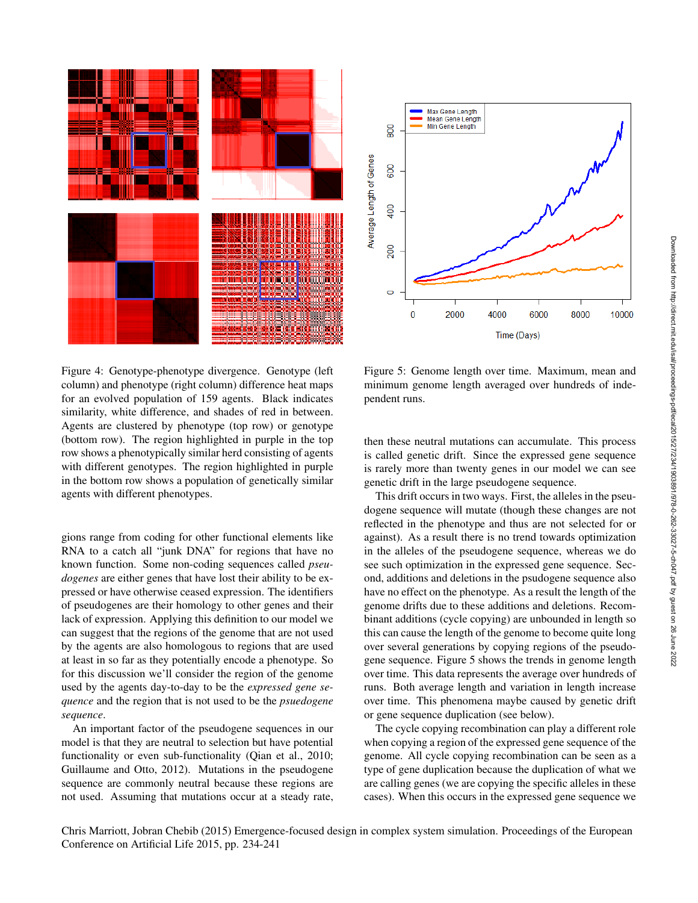Figure 4: Genotype-phenotype divergence. Genotype (left column) and phenotype (right column) difference heat maps for an evolved population of 159 agents. Black indicates similarity, white difference, and shades of red in between. Agents are clustered by phenotype (top row) or genotype (bottom row). The region highlighted in purple in the top row shows a phenotypically similar herd consisting of agents with different genotypes. The region highlighted in purple in the bottom row shows a population of genetically similar agents with different phenotypes.

Figure 5: Genome length over time. Maximum, mean and minimum genome length averaged over hundreds of independent runs.

gions range from coding for other functional elements like RNA to a catch all "junk DNA" for regions that have no known function. Some non-coding sequences called *pseudogenes* are either genes that have lost their ability to be expressed or have otherwise ceased expression. The identifiers of pseudogenes are their homology to other genes and their lack of expression. Applying this definition to our model we can suggest that the regions of the genome that are not used by the agents are also homologous to regions that are used at least in so far as they potentially encode a phenotype. So for this discussion we'll consider the region of the genome used by the agents day-to-day to be the *expressed gene sequence* and the region that is not used to be the *psuedogene sequence*.

An important factor of the pseudogene sequences in our model is that they are neutral to selection but have potential functionality or even sub-functionality (Qian et al., 2010; Guillaume and Otto, 2012). Mutations in the pseudogene sequence are commonly neutral because these regions are not used. Assuming that mutations occur at a steady rate, then these neutral mutations can accumulate. This process is called genetic drift. Since the expressed gene sequence is rarely more than twenty genes in our model we can see genetic drift in the large pseudogene sequence.

This drift occurs in two ways. First, the alleles in the pseudogene sequence will mutate (though these changes are not reflected in the phenotype and thus are not selected for or against). As a result there is no trend towards optimization in the alleles of the pseudogene sequence, whereas we do see such optimization in the expressed gene sequence. Second, additions and deletions in the psudogene sequence also have no effect on the phenotype. As a result the length of the genome drifts due to these additions and deletions. Recombinant additions (cycle copying) are unbounded in length so this can cause the length of the genome to become quite long over several generations by copying regions of the pseudogene sequence. Figure 5 shows the trends in genome length over time. This data represents the average over hundreds of runs. Both average length and variation in length increase over time. This phenomena maybe caused by genetic drift or gene sequence duplication (see below).

The cycle copying recombination can play a different role when copying a region of the expressed gene sequence of the genome. All cycle copying recombination can be seen as a type of gene duplication because the duplication of what we are calling genes (we are copying the specific alleles in these cases). When this occurs in the expressed gene sequence we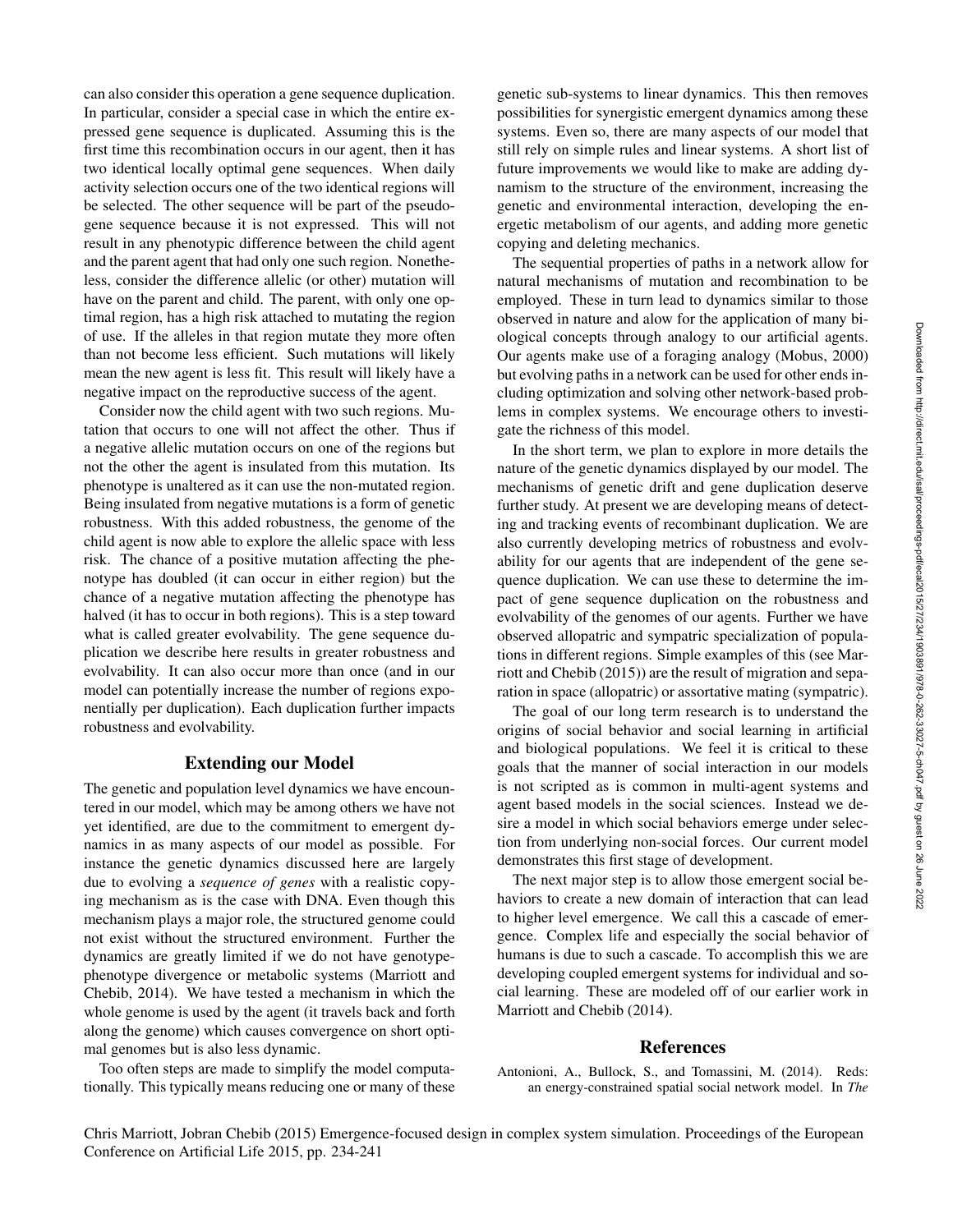can also consider this operation a gene sequence duplication. In particular, consider a special case in which the entire expressed gene sequence is duplicated. Assuming this is the first time this recombination occurs in our agent, then it has two identical locally optimal gene sequences. When daily activity selection occurs one of the two identical regions will be selected. The other sequence will be part of the pseudogene sequence because it is not expressed. This will not result in any phenotypic difference between the child agent and the parent agent that had only one such region. Nonetheless, consider the difference allelic (or other) mutation will have on the parent and child. The parent, with only one optimal region, has a high risk attached to mutating the region of use. If the alleles in that region mutate they more often than not become less efficient. Such mutations will likely mean the new agent is less fit. This result will likely have a negative impact on the reproductive success of the agent.

Consider now the child agent with two such regions. Mutation that occurs to one will not affect the other. Thus if a negative allelic mutation occurs on one of the regions but not the other the agent is insulated from this mutation. Its phenotype is unaltered as it can use the non-mutated region. Being insulated from negative mutations is a form of genetic robustness. With this added robustness, the genome of the child agent is now able to explore the allelic space with less risk. The chance of a positive mutation affecting the phenotype has doubled (it can occur in either region) but the chance of a negative mutation affecting the phenotype has halved (it has to occur in both regions). This is a step toward what is called greater evolvability. The gene sequence duplication we describe here results in greater robustness and evolvability. It can also occur more than once (and in our model can potentially increase the number of regions exponentially per duplication). Each duplication further impacts robustness and evolvability.

## Extending our Model

The genetic and population level dynamics we have encountered in our model, which may be among others we have not yet identified, are due to the commitment to emergent dynamics in as many aspects of our model as possible. For instance the genetic dynamics discussed here are largely due to evolving a *sequence of genes* with a realistic copying mechanism as is the case with DNA. Even though this mechanism plays a major role, the structured genome could not exist without the structured environment. Further the dynamics are greatly limited if we do not have genotype-phenotype divergence or metabolic systems (Marriott and Chebib, 2014). We have tested a mechanism in which the whole genome is used by the agent (it travels back and forth along the genome) which causes convergence on short optimal genomes but is also less dynamic.

Too often steps are made to simplify the model computationally. This typically means reducing one or many of these genetic sub-systems to linear dynamics. This then removes possibilities for synergistic emergent dynamics among these systems. Even so, there are many aspects of our model that still rely on simple rules and linear systems. A short list of future improvements we would like to make are adding dynamism to the structure of the environment, increasing the genetic and environmental interaction, developing the energetic metabolism of our agents, and adding more genetic copying and deleting mechanics.

The sequential properties of paths in a network allow for natural mechanisms of mutation and recombination to be employed. These in turn lead to dynamics similar to those observed in nature and alow for the application of many biological concepts through analogy to our artificial agents. Our agents make use of a foraging analogy (Mobus, 2000) but evolving paths in a network can be used for other ends including optimization and solving other network-based problems in complex systems. We encourage others to investigate the richness of this model.

In the short term, we plan to explore in more details the nature of the genetic dynamics displayed by our model. The mechanisms of genetic drift and gene duplication deserve further study. At present we are developing means of detecting and tracking events of recombinant duplication. We are also currently developing metrics of robustness and evolvability for our agents that are independent of the gene sequence duplication. We can use these to determine the impact of gene sequence duplication on the robustness and evolvability of the genomes of our agents. Further we have observed allopatric and sympatric specialization of populations in different regions. Simple examples of this (see Marriott and Chebib (2015)) are the result of migration and separation in space (allopatric) or assortative mating (sympatric).

The goal of our long term research is to understand the origins of social behavior and social learning in artificial and biological populations. We feel it is critical to these goals that the manner of social interaction in our models is not scripted as is common in multi-agent systems and agent based models in the social sciences. Instead we desire a model in which social behaviors emerge under selection from underlying non-social forces. Our current model demonstrates this first stage of development.

The next major step is to allow those emergent social behaviors to create a new domain of interaction that can lead to higher level emergence. We call this a cascade of emergence. Complex life and especially the social behavior of humans is due to such a cascade. To accomplish this we are developing coupled emergent systems for individual and social learning. These are modeled off of our earlier work in Marriott and Chebib (2014).

## References

Antonioni, A., Bullock, S., and Tomassini, M. (2014). Reds: an energy-constrained spatial social network model. In *The*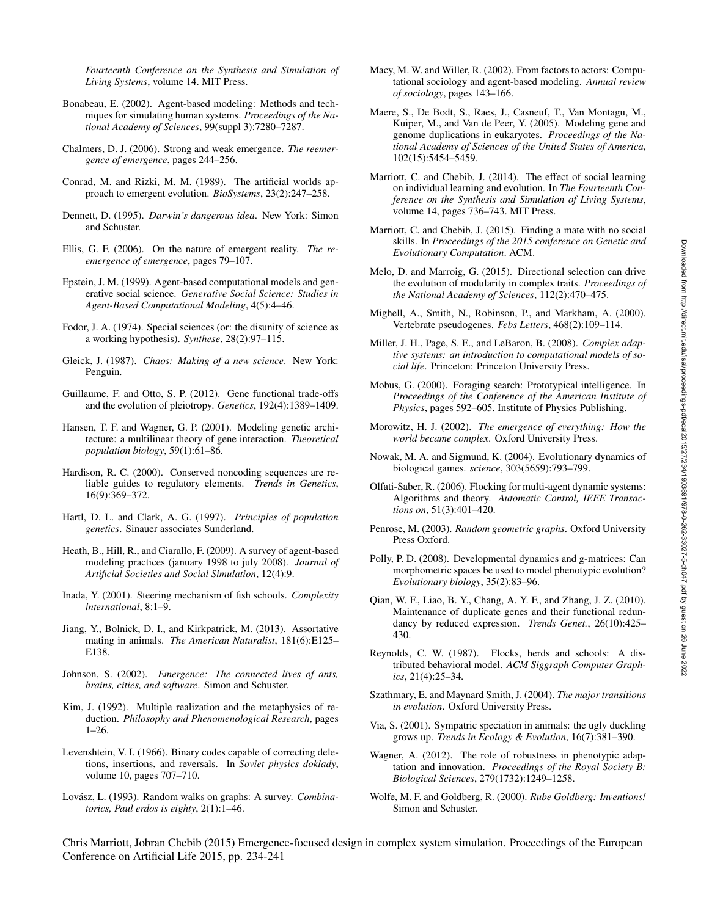*Fourteenth Conference on the Synthesis and Simulation of Living Systems*, volume 14. MIT Press.

Bonabeau, E. (2002). Agent-based modeling: Methods and techniques for simulating human systems. *Proceedings of the National Academy of Sciences*, 99(suppl 3):7280–7287.

Chalmers, D. J. (2006). Strong and weak emergence. *The reemergence of emergence*, pages 244–256.

Conrad, M. and Rizki, M. M. (1989). The artificial worlds approach to emergent evolution. *BioSystems*, 23(2):247–258.

Dennett, D. (1995). *Darwin's dangerous idea*. New York: Simon and Schuster.

Ellis, G. F. (2006). On the nature of emergent reality. *The reemergence of emergence*, pages 79–107.

Epstein, J. M. (1999). Agent-based computational models and generative social science. *Generative Social Science: Studies in Agent-Based Computational Modeling*, 4(5):4–46.

Fodor, J. A. (1974). Special sciences (or: the disunity of science as a working hypothesis). *Synthese*, 28(2):97–115.

Gleick, J. (1987). *Chaos: Making of a new science*. New York: Penguin.

Guillaume, F. and Otto, S. P. (2012). Gene functional trade-offs and the evolution of pleiotropy. *Genetics*, 192(4):1389–1409.

Hansen, T. F. and Wagner, G. P. (2001). Modeling genetic architecture: a multilinear theory of gene interaction. *Theoretical population biology*, 59(1):61–86.

Hardison, R. C. (2000). Conserved noncoding sequences are reliable guides to regulatory elements. *Trends in Genetics*, 16(9):369–372.

Hartl, D. L. and Clark, A. G. (1997). *Principles of population genetics*. Sinauer associates Sunderland.

Heath, B., Hill, R., and Ciarallo, F. (2009). A survey of agent-based modeling practices (january 1998 to july 2008). *Journal of Artificial Societies and Social Simulation*, 12(4):9.

Inada, Y. (2001). Steering mechanism of fish schools. *Complexity international*, 8:1–9.

Jiang, Y., Bolnick, D. I., and Kirkpatrick, M. (2013). Assortative mating in animals. *The American Naturalist*, 181(6):E125–E138.

Johnson, S. (2002). *Emergence: The connected lives of ants, brains, cities, and software*. Simon and Schuster.

Kim, J. (1992). Multiple realization and the metaphysics of reduction. *Philosophy and Phenomenological Research*, pages 1–26.

Levenshtein, V. I. (1966). Binary codes capable of correcting deletions, insertions, and reversals. In *Soviet physics doklady*, volume 10, pages 707–710.

Lovász, L. (1993). Random walks on graphs: A survey. *Combinatorics, Paul erdos is eighty*, 2(1):1–46.

Macy, M. W. and Willer, R. (2002). From factors to actors: Computational sociology and agent-based modeling. *Annual review of sociology*, pages 143–166.

Maere, S., De Bodt, S., Raes, J., Casneuf, T., Van Montagu, M., Kuiper, M., and Van de Peer, Y. (2005). Modeling gene and genome duplications in eukaryotes. *Proceedings of the National Academy of Sciences of the United States of America*, 102(15):5454–5459.

Marriott, C. and Chebib, J. (2014). The effect of social learning on individual learning and evolution. In *The Fourteenth Conference on the Synthesis and Simulation of Living Systems*, volume 14, pages 736–743. MIT Press.

Marriott, C. and Chebib, J. (2015). Finding a mate with no social skills. In *Proceedings of the 2015 conference on Genetic and Evolutionary Computation*. ACM.

Melo, D. and Marroig, G. (2015). Directional selection can drive the evolution of modularity in complex traits. *Proceedings of the National Academy of Sciences*, 112(2):470–475.

Mighell, A., Smith, N., Robinson, P., and Markham, A. (2000). Vertebrate pseudogenes. *Febs Letters*, 468(2):109–114.

Miller, J. H., Page, S. E., and LeBaron, B. (2008). *Complex adaptive systems: an introduction to computational models of social life*. Princeton: Princeton University Press.

Mobus, G. (2000). Foraging search: Prototypical intelligence. In *Proceedings of the Conference of the American Institute of Physics*, pages 592–605. Institute of Physics Publishing.

Morowitz, H. J. (2002). *The emergence of everything: How the world became complex*. Oxford University Press.

Nowak, M. A. and Sigmund, K. (2004). Evolutionary dynamics of biological games. *science*, 303(5659):793–799.

Olfati-Saber, R. (2006). Flocking for multi-agent dynamic systems: Algorithms and theory. *Automatic Control, IEEE Transactions on*, 51(3):401–420.

Penrose, M. (2003). *Random geometric graphs*. Oxford University Press Oxford.

Polly, P. D. (2008). Developmental dynamics and g-matrices: Can morphometric spaces be used to model phenotypic evolution? *Evolutionary biology*, 35(2):83–96.

Qian, W. F., Liao, B. Y., Chang, A. Y. F., and Zhang, J. Z. (2010). Maintenance of duplicate genes and their functional redundancy by reduced expression. *Trends Genet.*, 26(10):425–430.

Reynolds, C. W. (1987). Flocks, herds and schools: A distributed behavioral model. *ACM Siggraph Computer Graphics*, 21(4):25–34.

Szathmary, E. and Maynard Smith, J. (2004). *The major transitions in evolution*. Oxford University Press.

Via, S. (2001). Sympatric speciation in animals: the ugly duckling grows up. *Trends in Ecology & Evolution*, 16(7):381–390.

Wagner, A. (2012). The role of robustness in phenotypic adaptation and innovation. *Proceedings of the Royal Society B: Biological Sciences*, 279(1732):1249–1258.

Wolfe, M. F. and Goldberg, R. (2000). *Rube Goldberg: Inventions!* Simon and Schuster.